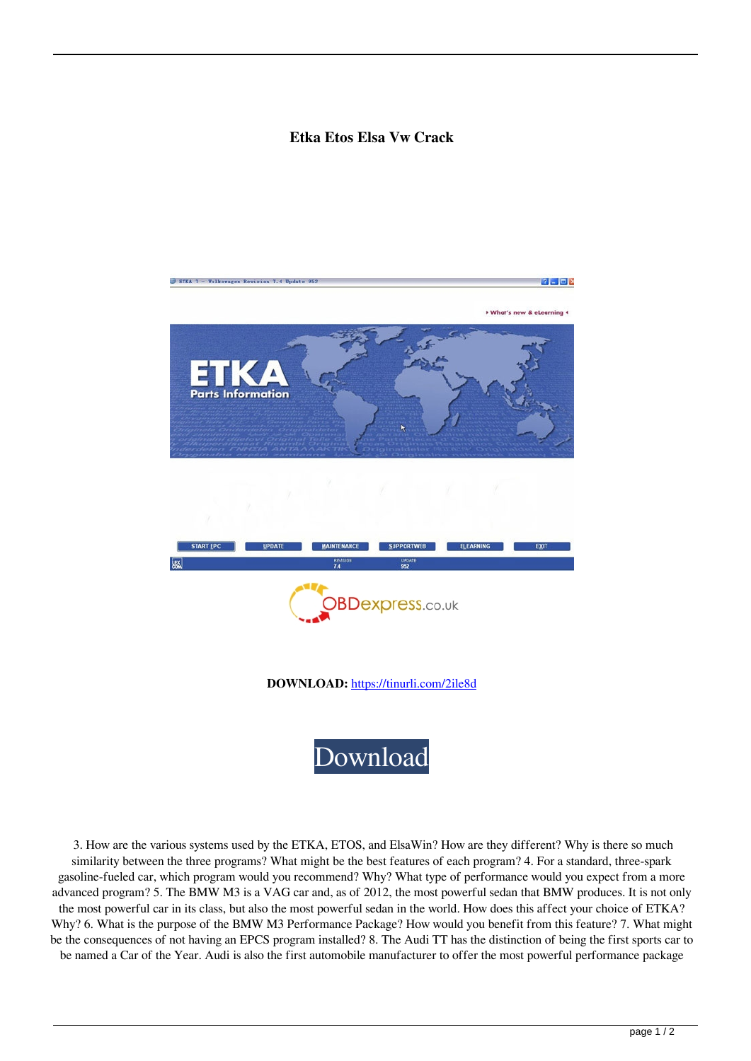# Etka Etos Elsa Vw Crack

**DOWNLOAD:** https://tinurli.com/2ile8d

Download

3. How are the various systems used by the ETKA, ETOS, and ElsaWin? How are they different? Why is there so much similarity between the three programs? What might be the best features of each program? 4. For a standard, three-spark gasoline-fueled car, which program would you recommend? Why? What type of performance would you expect from a more advanced program? 5. The BMW M3 is a VAG car and, as of 2012, the most powerful sedan that BMW produces. It is not only the most powerful car in its class, but also the most powerful sedan in the world. How does this affect your choice of ETKA? Why? 6. What is the purpose of the BMW M3 Performance Package? How would you benefit from this feature? 7. What might be the consequences of not having an EPCS program installed? 8. The Audi TT has the distinction of being the first sports car to be named a Car of the Year. Audi is also the first automobile manufacturer to offer the most powerful performance package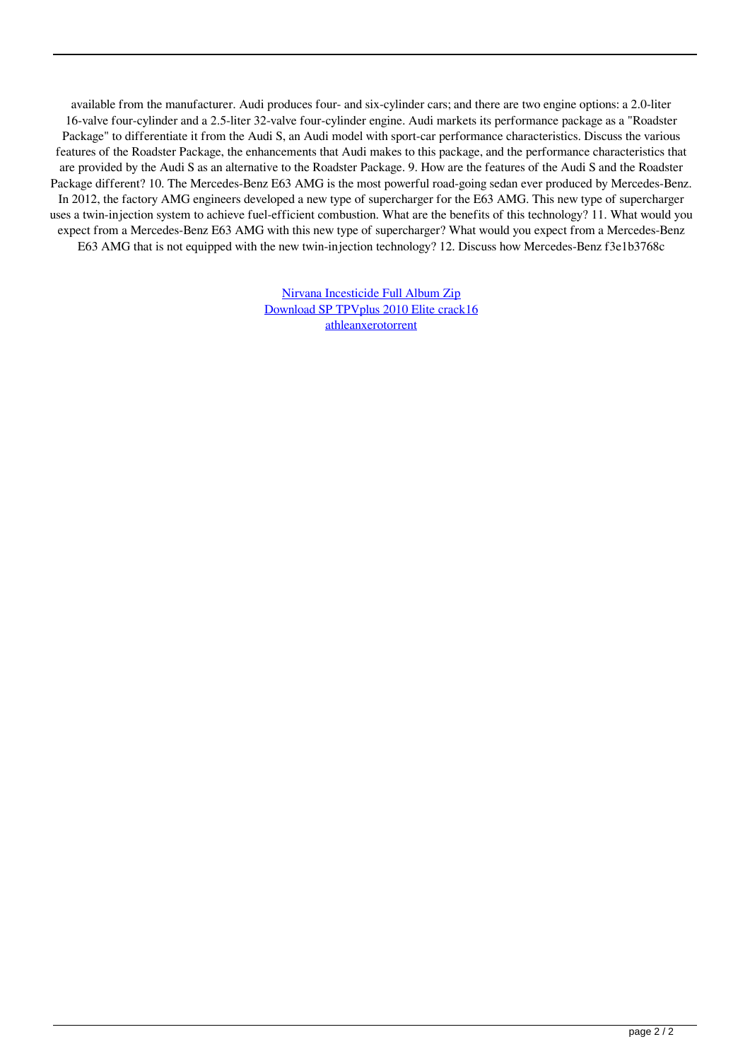available from the manufacturer. Audi produces four- and six-cylinder cars; and there are two engine options: a 2.0-liter 16-valve four-cylinder and a 2.5-liter 32-valve four-cylinder engine. Audi markets its performance package as a "Roadster Package" to differentiate it from the Audi S, an Audi model with sport-car performance characteristics. Discuss the various features of the Roadster Package, the enhancements that Audi makes to this package, and the performance characteristics that are provided by the Audi S as an alternative to the Roadster Package. 9. How are the features of the Audi S and the Roadster Package different? 10. The Mercedes-Benz E63 AMG is the most powerful road-going sedan ever produced by Mercedes-Benz. In 2012, the factory AMG engineers developed a new type of supercharger for the E63 AMG. This new type of supercharger uses a twin-injection system to achieve fuel-efficient combustion. What are the benefits of this technology? 11. What would you expect from a Mercedes-Benz E63 AMG with this new type of supercharger? What would you expect from a Mercedes-Benz E63 AMG that is not equipped with the new twin-injection technology? 12. Discuss how Mercedes-Benz f3e1b3768c

Nirvana Incesticide Full Album Zip
Download SP TPVplus 2010 Elite crack16
athleanxerotorrent